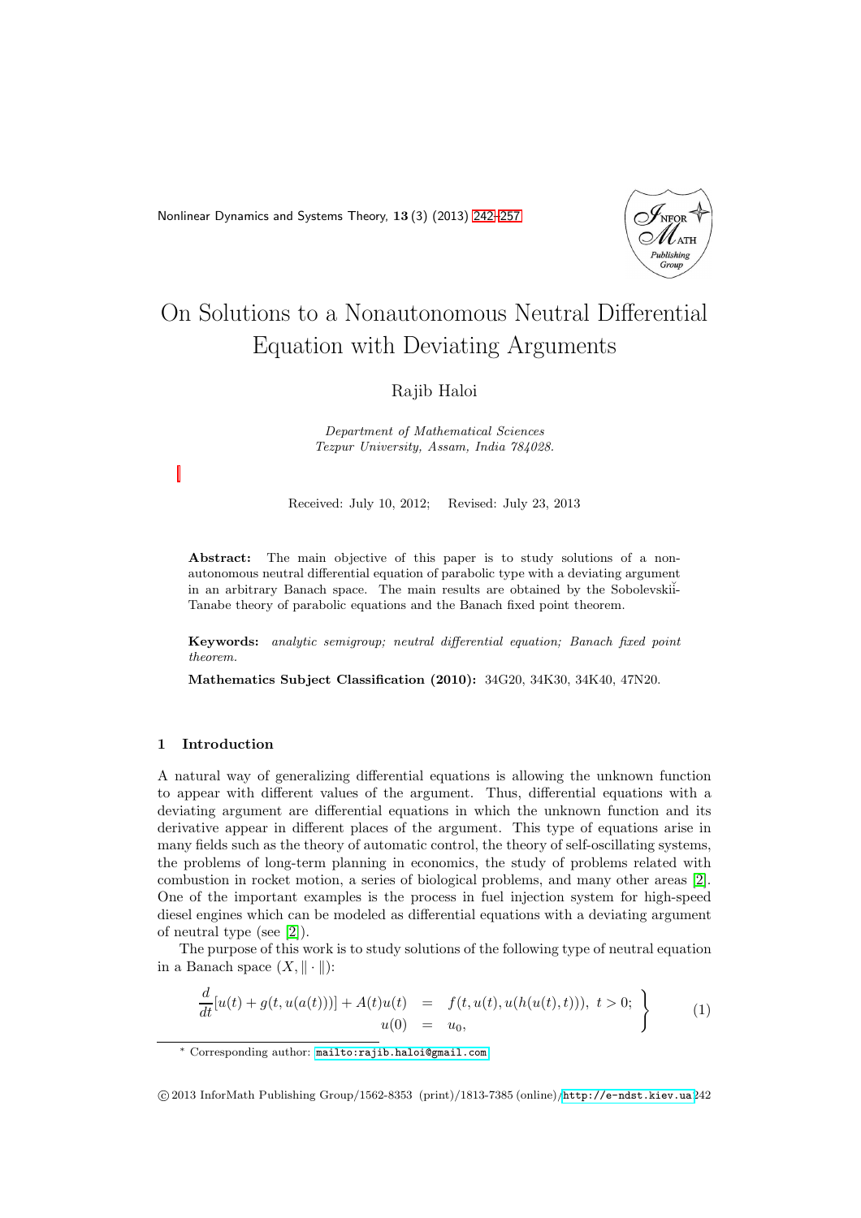# On Solutions to a Nonautonomous Neutral Differential Equation with Deviating Arguments

Rajib Haloi

*Department of Mathematical Sciences*
*Tezpur University, Assam, India 784028.*

Received: July 10, 2012; Revised: July 23, 2013

**Abstract:** The main objective of this paper is to study solutions of a nonautonomous neutral differential equation of parabolic type with a deviating argument in an arbitrary Banach space. The main results are obtained by the Sobolevskiĭ-Tanabe theory of parabolic equations and the Banach fixed point theorem.

**Keywords:** *analytic semigroup; neutral differential equation; Banach fixed point theorem.*

**Mathematics Subject Classification (2010):** 34G20, 34K30, 34K40, 47N20.

## 1 Introduction

A natural way of generalizing differential equations is allowing the unknown function to appear with different values of the argument. Thus, differential equations with a deviating argument are differential equations in which the unknown function and its derivative appear in different places of the argument. This type of equations arise in many fields such as the theory of automatic control, the theory of self-oscillating systems, the problems of long-term planning in economics, the study of problems related with combustion in rocket motion, a series of biological problems, and many other areas [2]. One of the important examples is the process in fuel injection system for high-speed diesel engines which can be modeled as differential equations with a deviating argument of neutral type (see [2]).

The purpose of this work is to study solutions of the following type of neutral equation in a Banach space $(X, \|\cdot\|)$:

$$\left.\begin{aligned} \frac{d}{dt}[u(t)+g(t,u(a(t)))]+A(t)u(t) &= f(t,u(t),u(h(u(t),t))),\ t>0; \\ u(0) &= u_0, \end{aligned}\right\} \qquad (1)$$

[*] Corresponding author: mailto:rajib.haloi@gmail.com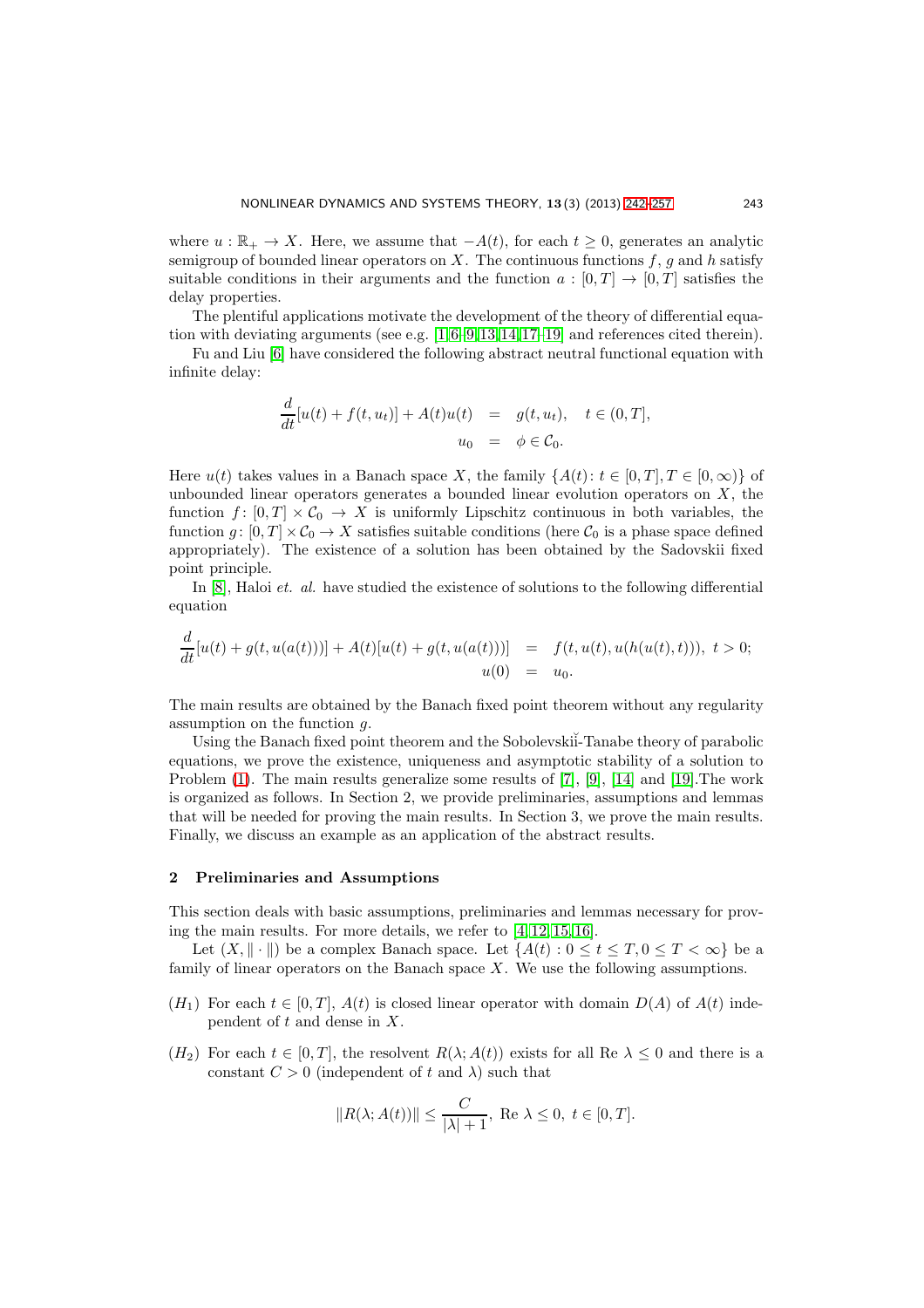where $u : \mathbb{R}_+ \to X$. Here, we assume that $-A(t)$, for each $t \geq 0$, generates an analytic semigroup of bounded linear operators on $X$. The continuous functions $f$, $g$ and $h$ satisfy suitable conditions in their arguments and the function $a : [0,T] \to [0,T]$ satisfies the delay properties.

The plentiful applications motivate the development of the theory of differential equation with deviating arguments (see e.g. [1][6–9][13][14][17–19] and references cited therein).

Fu and Liu [6] have considered the following abstract neutral functional equation with infinite delay:

$$
\begin{aligned}
\frac{d}{dt}[u(t) + f(t, u_t)] + A(t)u(t) &= g(t, u_t), \quad t \in (0, T], \\
u_0 &= \phi \in \mathcal{C}_0.
\end{aligned}
$$

Here $u(t)$ takes values in a Banach space $X$, the family $\{A(t) \colon t \in [0,T], T \in [0,\infty)\}$ of unbounded linear operators generates a bounded linear evolution operators on $X$, the function $f \colon [0,T] \times \mathcal{C}_0 \to X$ is uniformly Lipschitz continuous in both variables, the function $g \colon [0,T] \times \mathcal{C}_0 \to X$ satisfies suitable conditions (here $\mathcal{C}_0$ is a phase space defined appropriately). The existence of a solution has been obtained by the Sadovskii fixed point principle.

In [8], Haloi *et. al.* have studied the existence of solutions to the following differential equation

$$
\begin{aligned}
\frac{d}{dt}[u(t) + g(t, u(a(t)))] + A(t)[u(t) + g(t, u(a(t)))] &= f(t, u(t), u(h(u(t), t))), \ t > 0; \\
u(0) &= u_0.
\end{aligned}
$$

The main results are obtained by the Banach fixed point theorem without any regularity assumption on the function $g$.

Using the Banach fixed point theorem and the Sobolevskiǐ-Tanabe theory of parabolic equations, we prove the existence, uniqueness and asymptotic stability of a solution to Problem (1). The main results generalize some results of [7], [9], [14] and [19].The work is organized as follows. In Section 2, we provide preliminaries, assumptions and lemmas that will be needed for proving the main results. In Section 3, we prove the main results. Finally, we discuss an example as an application of the abstract results.

## 2 Preliminaries and Assumptions

This section deals with basic assumptions, preliminaries and lemmas necessary for proving the main results. For more details, we refer to [4][12][15][16].

Let $(X, \|\cdot\|)$ be a complex Banach space. Let $\{A(t) : 0 \leq t \leq T, 0 \leq T < \infty\}$ be a family of linear operators on the Banach space $X$. We use the following assumptions.

- $(H_1)$ For each $t \in [0,T]$, $A(t)$ is closed linear operator with domain $D(A)$ of $A(t)$ independent of $t$ and dense in $X$.
- $(H_2)$ For each $t \in [0,T]$, the resolvent $R(\lambda; A(t))$ exists for all Re $\lambda \leq 0$ and there is a constant $C > 0$ (independent of $t$ and $\lambda$) such that

$$
\|R(\lambda; A(t))\| \leq \frac{C}{|\lambda| + 1}, \ \text{Re } \lambda \leq 0, \ t \in [0,T].
$$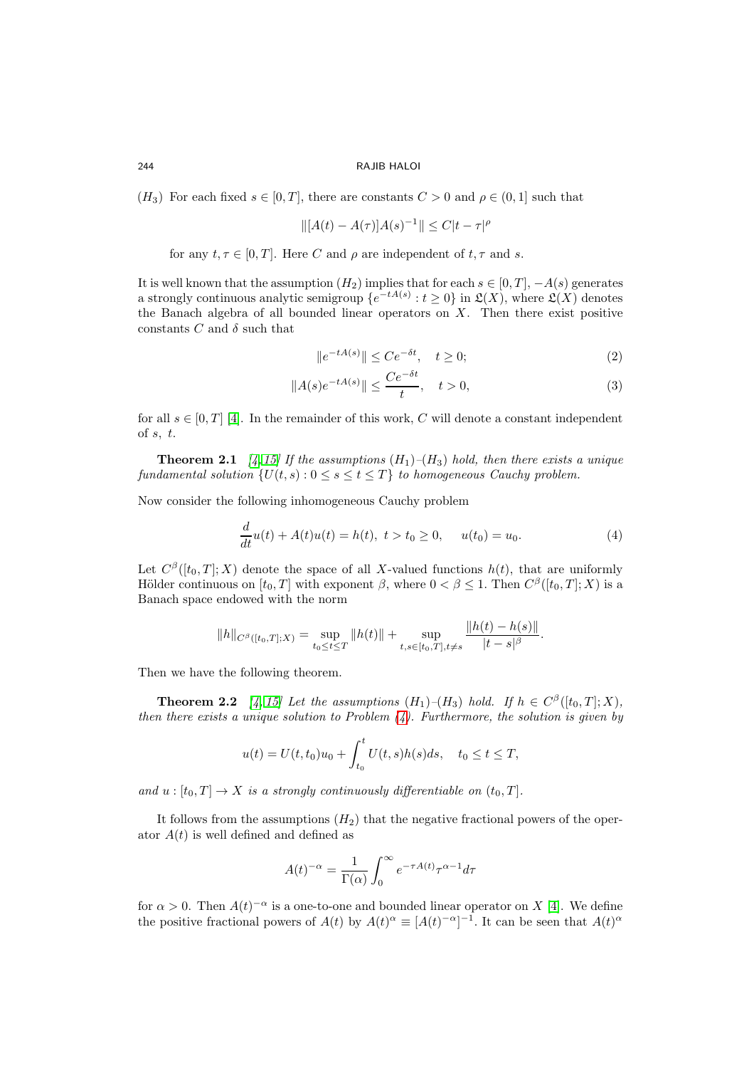$(H_3)$ For each fixed $s \in [0, T]$, there are constants $C > 0$ and $\rho \in (0, 1]$ such that

$$\|[A(t) - A(\tau)]A(s)^{-1}\| \leq C|t - \tau|^{\rho}$$

for any $t, \tau \in [0, T]$. Here $C$ and $\rho$ are independent of $t, \tau$ and $s$.

It is well known that the assumption $(H_2)$ implies that for each $s \in [0, T]$, $-A(s)$ generates a strongly continuous analytic semigroup $\{e^{-tA(s)} : t \geq 0\}$ in $\mathfrak{L}(X)$, where $\mathfrak{L}(X)$ denotes the Banach algebra of all bounded linear operators on $X$. Then there exist positive constants $C$ and $\delta$ such that

$$\|e^{-tA(s)}\| \leq Ce^{-\delta t}, \quad t \geq 0; \tag{2}$$

$$\|A(s)e^{-tA(s)}\| \leq \frac{Ce^{-\delta t}}{t}, \quad t > 0, \tag{3}$$

for all $s \in [0, T]$ [4]. In the remainder of this work, $C$ will denote a constant independent of $s$, $t$.

**Theorem 2.1** *[4, 15] If the assumptions $(H_1)$–$(H_3)$ hold, then there exists a unique fundamental solution $\{U(t, s) : 0 \leq s \leq t \leq T\}$ to homogeneous Cauchy problem.*

Now consider the following inhomogeneous Cauchy problem

$$\frac{d}{dt}u(t) + A(t)u(t) = h(t), \ t > t_0 \geq 0, \quad u(t_0) = u_0. \tag{4}$$

Let $C^{\beta}([t_0, T]; X)$ denote the space of all $X$-valued functions $h(t)$, that are uniformly Hölder continuous on $[t_0, T]$ with exponent $\beta$, where $0 < \beta \leq 1$. Then $C^{\beta}([t_0, T]; X)$ is a Banach space endowed with the norm

$$\|h\|_{C^{\beta}([t_0,T];X)} = \sup_{t_0 \leq t \leq T} \|h(t)\| + \sup_{t,s \in [t_0,T], t \neq s} \frac{\|h(t) - h(s)\|}{|t - s|^{\beta}}.$$

Then we have the following theorem.

**Theorem 2.2** *[4, 15] Let the assumptions $(H_1)$–$(H_3)$ hold. If $h \in C^{\beta}([t_0, T]; X)$, then there exists a unique solution to Problem (4). Furthermore, the solution is given by*

$$u(t) = U(t, t_0)u_0 + \int_{t_0}^{t} U(t, s)h(s)ds, \quad t_0 \leq t \leq T,$$

*and $u : [t_0, T] \to X$ is a strongly continuously differentiable on $(t_0, T]$.*

It follows from the assumptions $(H_2)$ that the negative fractional powers of the operator $A(t)$ is well defined and defined as

$$A(t)^{-\alpha} = \frac{1}{\Gamma(\alpha)} \int_0^{\infty} e^{-\tau A(t)} \tau^{\alpha - 1} d\tau$$

for $\alpha > 0$. Then $A(t)^{-\alpha}$ is a one-to-one and bounded linear operator on $X$ [4]. We define the positive fractional powers of $A(t)$ by $A(t)^{\alpha} \equiv [A(t)^{-\alpha}]^{-1}$. It can be seen that $A(t)^{\alpha}$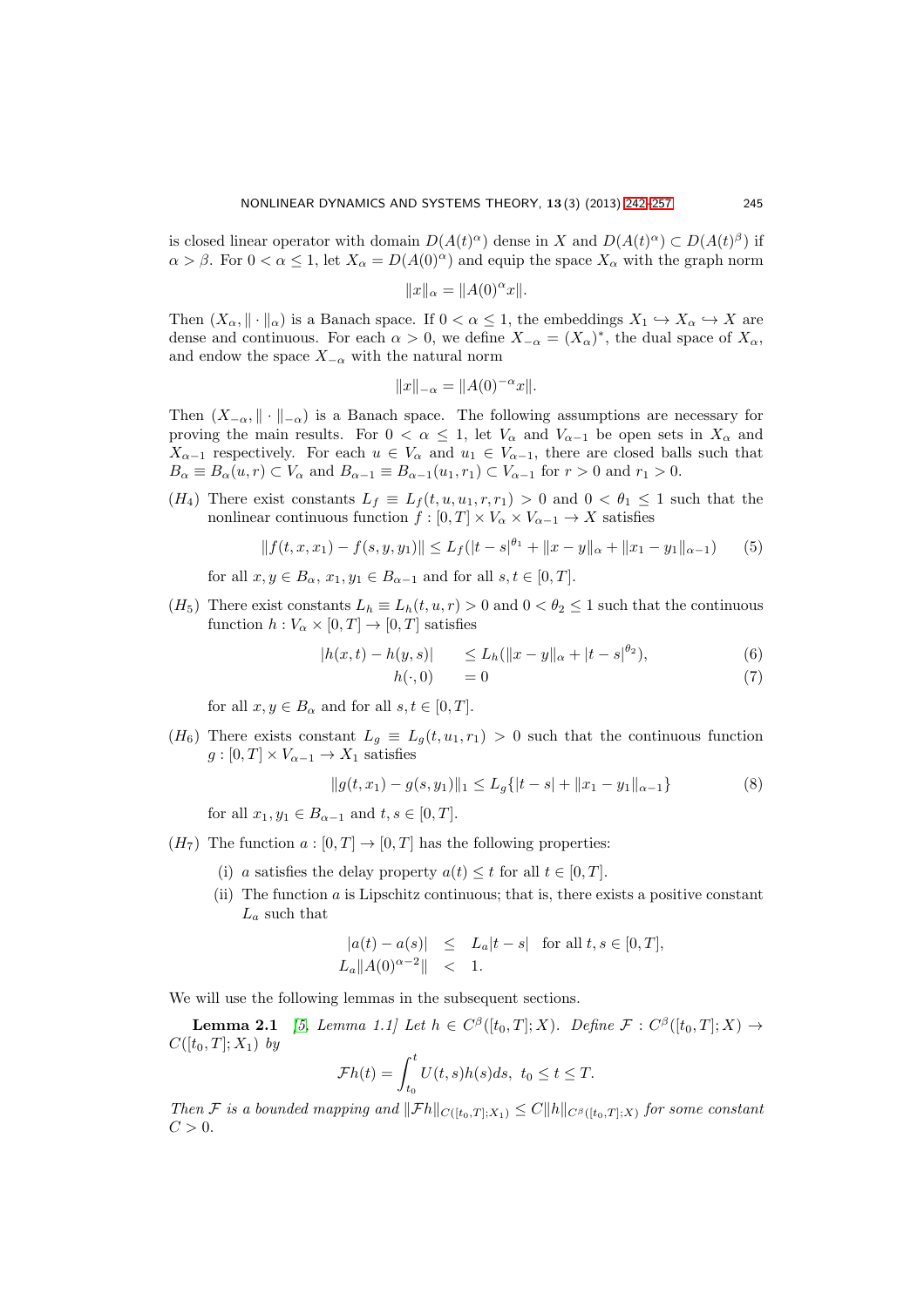is closed linear operator with domain $D(A(t)^{\alpha})$ dense in $X$ and $D(A(t)^{\alpha}) \subset D(A(t)^{\beta})$ if $\alpha > \beta$. For $0 < \alpha \le 1$, let $X_{\alpha} = D(A(0)^{\alpha})$ and equip the space $X_{\alpha}$ with the graph norm

$$\|x\|_{\alpha} = \|A(0)^{\alpha}x\|.$$

Then $(X_{\alpha}, \|\cdot\|_{\alpha})$ is a Banach space. If $0 < \alpha \le 1$, the embeddings $X_1 \hookrightarrow X_{\alpha} \hookrightarrow X$ are dense and continuous. For each $\alpha > 0$, we define $X_{-\alpha} = (X_{\alpha})^*$, the dual space of $X_{\alpha}$, and endow the space $X_{-\alpha}$ with the natural norm

$$\|x\|_{-\alpha} = \|A(0)^{-\alpha}x\|.$$

Then $(X_{-\alpha}, \|\cdot\|_{-\alpha})$ is a Banach space. The following assumptions are necessary for proving the main results. For $0 < \alpha \le 1$, let $V_{\alpha}$ and $V_{\alpha-1}$ be open sets in $X_{\alpha}$ and $X_{\alpha-1}$ respectively. For each $u \in V_{\alpha}$ and $u_1 \in V_{\alpha-1}$, there are closed balls such that $B_{\alpha} \equiv B_{\alpha}(u, r) \subset V_{\alpha}$ and $B_{\alpha-1} \equiv B_{\alpha-1}(u_1, r_1) \subset V_{\alpha-1}$ for $r > 0$ and $r_1 > 0$.

($H_4$) There exist constants $L_f \equiv L_f(t, u, u_1, r, r_1) > 0$ and $0 < \theta_1 \le 1$ such that the nonlinear continuous function $f : [0, T] \times V_{\alpha} \times V_{\alpha-1} \to X$ satisfies

$$\|f(t, x, x_1) - f(s, y, y_1)\| \le L_f(|t - s|^{\theta_1} + \|x - y\|_{\alpha} + \|x_1 - y_1\|_{\alpha-1}) \tag{5}$$

for all $x, y \in B_{\alpha}$, $x_1, y_1 \in B_{\alpha-1}$ and for all $s, t \in [0, T]$.

($H_5$) There exist constants $L_h \equiv L_h(t, u, r) > 0$ and $0 < \theta_2 \le 1$ such that the continuous function $h : V_{\alpha} \times [0, T] \to [0, T]$ satisfies

$$|h(x, t) - h(y, s)| \le L_h(\|x - y\|_{\alpha} + |t - s|^{\theta_2}), \tag{6}$$

$$h(\cdot, 0) = 0 \tag{7}$$

for all $x, y \in B_{\alpha}$ and for all $s, t \in [0, T]$.

($H_6$) There exists constant $L_g \equiv L_g(t, u_1, r_1) > 0$ such that the continuous function $g : [0, T] \times V_{\alpha-1} \to X_1$ satisfies

$$\|g(t, x_1) - g(s, y_1)\|_1 \le L_g\{|t - s| + \|x_1 - y_1\|_{\alpha-1}\} \tag{8}$$

for all $x_1, y_1 \in B_{\alpha-1}$ and $t, s \in [0, T]$.

($H_7$) The function $a : [0, T] \to [0, T]$ has the following properties:

(i) $a$ satisfies the delay property $a(t) \le t$ for all $t \in [0, T]$.

(ii) The function $a$ is Lipschitz continuous; that is, there exists a positive constant $L_a$ such that

$$|a(t) - a(s)| \le L_a|t - s| \quad \text{for all } t, s \in [0, T],$$
$$L_a\|A(0)^{\alpha-2}\| < 1.$$

We will use the following lemmas in the subsequent sections.

**Lemma 2.1** *[5, Lemma 1.1] Let $h \in C^{\beta}([t_0, T]; X)$. Define $\mathcal{F} : C^{\beta}([t_0, T]; X) \to C([t_0, T]; X_1)$ by*

$$\mathcal{F}h(t) = \int_{t_0}^{t} U(t, s)h(s)ds, \ t_0 \le t \le T.$$

*Then $\mathcal{F}$ is a bounded mapping and $\|\mathcal{F}h\|_{C([t_0,T];X_1)} \le C\|h\|_{C^{\beta}([t_0,T];X)}$ for some constant $C > 0$.*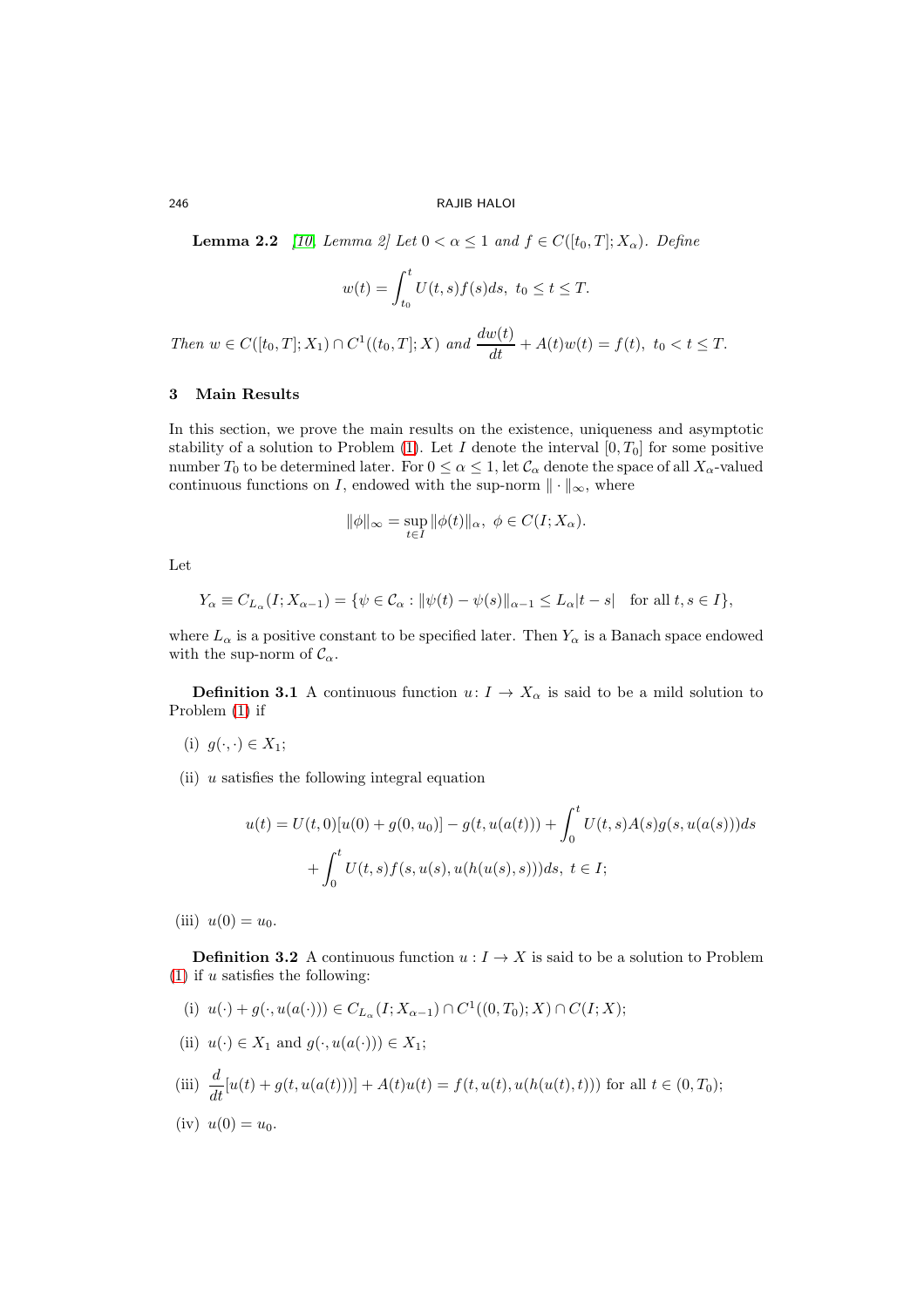**Lemma 2.2** [10, Lemma 2] *Let $0 < \alpha \leq 1$ and $f \in C([t_0, T]; X_\alpha)$. Define*

$$w(t) = \int_{t_0}^{t} U(t, s) f(s) ds, \ t_0 \leq t \leq T.$$

*Then $w \in C([t_0, T]; X_1) \cap C^1((t_0, T]; X)$ and $\frac{dw(t)}{dt} + A(t)w(t) = f(t), \ t_0 < t \leq T.$*

## 3 Main Results

In this section, we prove the main results on the existence, uniqueness and asymptotic stability of a solution to Problem (1). Let $I$ denote the interval $[0, T_0]$ for some positive number $T_0$ to be determined later. For $0 \leq \alpha \leq 1$, let $\mathcal{C}_\alpha$ denote the space of all $X_\alpha$-valued continuous functions on $I$, endowed with the sup-norm $\| \cdot \|_\infty$, where

$$\|\phi\|_\infty = \sup_{t \in I} \|\phi(t)\|_\alpha, \ \phi \in C(I; X_\alpha).$$

Let

$$Y_\alpha \equiv C_{L_\alpha}(I; X_{\alpha-1}) = \{\psi \in \mathcal{C}_\alpha : \|\psi(t) - \psi(s)\|_{\alpha-1} \leq L_\alpha |t - s| \quad \text{for all } t, s \in I\},$$

where $L_\alpha$ is a positive constant to be specified later. Then $Y_\alpha$ is a Banach space endowed with the sup-norm of $\mathcal{C}_\alpha$.

**Definition 3.1** A continuous function $u \colon I \to X_\alpha$ is said to be a mild solution to Problem (1) if

(i) $g(\cdot, \cdot) \in X_1$;

(ii) $u$ satisfies the following integral equation

$$u(t) = U(t, 0)[u(0) + g(0, u_0)] - g(t, u(a(t))) + \int_0^t U(t, s) A(s) g(s, u(a(s))) ds$$
$$+ \int_0^t U(t, s) f(s, u(s), u(h(u(s), s))) ds, \ t \in I;$$

(iii) $u(0) = u_0$.

**Definition 3.2** A continuous function $u : I \to X$ is said to be a solution to Problem (1) if $u$ satisfies the following:

(i) $u(\cdot) + g(\cdot, u(a(\cdot))) \in C_{L_\alpha}(I; X_{\alpha-1}) \cap C^1((0, T_0); X) \cap C(I; X)$;

(ii) $u(\cdot) \in X_1$ and $g(\cdot, u(a(\cdot))) \in X_1$;

(iii) $\frac{d}{dt}[u(t) + g(t, u(a(t)))] + A(t)u(t) = f(t, u(t), u(h(u(t), t)))$ for all $t \in (0, T_0)$;

(iv) $u(0) = u_0$.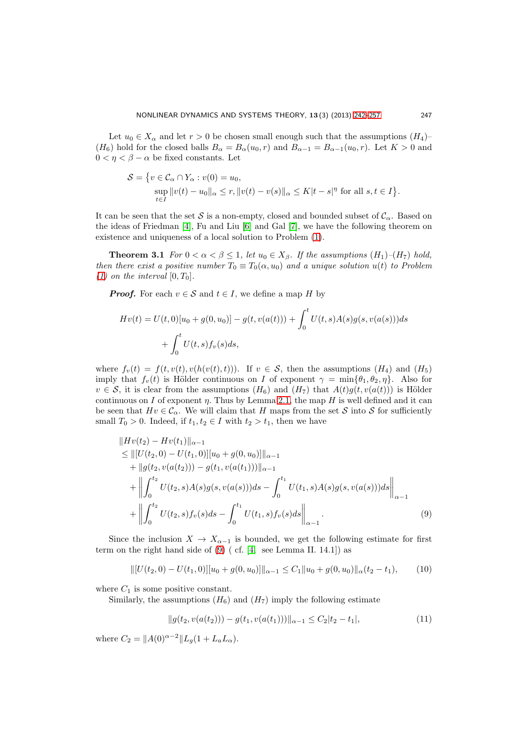Let $u_0 \in X_\alpha$ and let $r > 0$ be chosen small enough such that the assumptions $(H_4)$–$(H_6)$ hold for the closed balls $B_\alpha = B_\alpha(u_0, r)$ and $B_{\alpha-1} = B_{\alpha-1}(u_0, r)$. Let $K > 0$ and $0 < \eta < \beta - \alpha$ be fixed constants. Let

$$
\mathcal{S} = \big\{ v \in \mathcal{C}_\alpha \cap Y_\alpha : v(0) = u_0, \\
\sup_{t \in I} \|v(t) - u_0\|_\alpha \le r, \|v(t) - v(s)\|_\alpha \le K|t - s|^\eta \text{ for all } s, t \in I \big\}.
$$

It can be seen that the set $\mathcal{S}$ is a non-empty, closed and bounded subset of $\mathcal{C}_\alpha$. Based on the ideas of Friedman [4], Fu and Liu [6] and Gal [7], we have the following theorem on existence and uniqueness of a local solution to Problem (1).

**Theorem 3.1** *For $0 < \alpha < \beta \le 1$, let $u_0 \in X_\beta$. If the assumptions $(H_1)$–$(H_7)$ hold, then there exist a positive number $T_0 \equiv T_0(\alpha, u_0)$ and a unique solution $u(t)$ to Problem (1) on the interval $[0, T_0]$.*

***Proof.*** For each $v \in \mathcal{S}$ and $t \in I$, we define a map $H$ by

$$
\begin{aligned}
Hv(t) = & \; U(t,0)[u_0 + g(0,u_0)] - g(t, v(a(t))) + \int_0^t U(t,s)A(s)g(s, v(a(s)))ds \\
& + \int_0^t U(t,s) f_v(s) ds,
\end{aligned}
$$

where $f_v(t) = f(t, v(t), v(h(v(t), t)))$. If $v \in \mathcal{S}$, then the assumptions $(H_4)$ and $(H_5)$ imply that $f_v(t)$ is Hölder continuous on $I$ of exponent $\gamma = \min\{\theta_1, \theta_2, \eta\}$. Also for $v \in \mathcal{S}$, it is clear from the assumptions $(H_6)$ and $(H_7)$ that $A(t)g(t, v(a(t)))$ is Hölder continuous on $I$ of exponent $\eta$. Thus by Lemma 2.1, the map $H$ is well defined and it can be seen that $Hv \in \mathcal{C}_\alpha$. We will claim that $H$ maps from the set $\mathcal{S}$ into $\mathcal{S}$ for sufficiently small $T_0 > 0$. Indeed, if $t_1, t_2 \in I$ with $t_2 > t_1$, then we have

$$
\begin{aligned}
& \|Hv(t_2) - Hv(t_1)\|_{\alpha-1} \\
& \le \|[U(t_2, 0) - U(t_1, 0)][u_0 + g(0, u_0)]\|_{\alpha-1} \\
& \quad + \|g(t_2, v(a(t_2))) - g(t_1, v(a(t_1)))\|_{\alpha-1} \\
& \quad + \left\| \int_0^{t_2} U(t_2, s)A(s)g(s, v(a(s)))ds - \int_0^{t_1} U(t_1, s)A(s)g(s, v(a(s)))ds \right\|_{\alpha-1} \\
& \quad + \left\| \int_0^{t_2} U(t_2, s) f_v(s) ds - \int_0^{t_1} U(t_1, s) f_v(s) ds \right\|_{\alpha-1}.
\end{aligned} \tag{9}
$$

Since the inclusion $X \to X_{\alpha-1}$ is bounded, we get the following estimate for first term on the right hand side of (9) ( cf. [4, see Lemma II. 14.1]) as

$$
\|[U(t_2, 0) - U(t_1, 0)][u_0 + g(0, u_0)]\|_{\alpha-1} \le C_1 \|u_0 + g(0, u_0)\|_\alpha (t_2 - t_1), \tag{10}
$$

where $C_1$ is some positive constant.

Similarly, the assumptions $(H_6)$ and $(H_7)$ imply the following estimate

$$
\|g(t_2, v(a(t_2))) - g(t_1, v(a(t_1)))\|_{\alpha-1} \le C_2 |t_2 - t_1|, \tag{11}
$$

where $C_2 = \|A(0)^{\alpha-2}\| L_g (1 + L_a L_\alpha)$.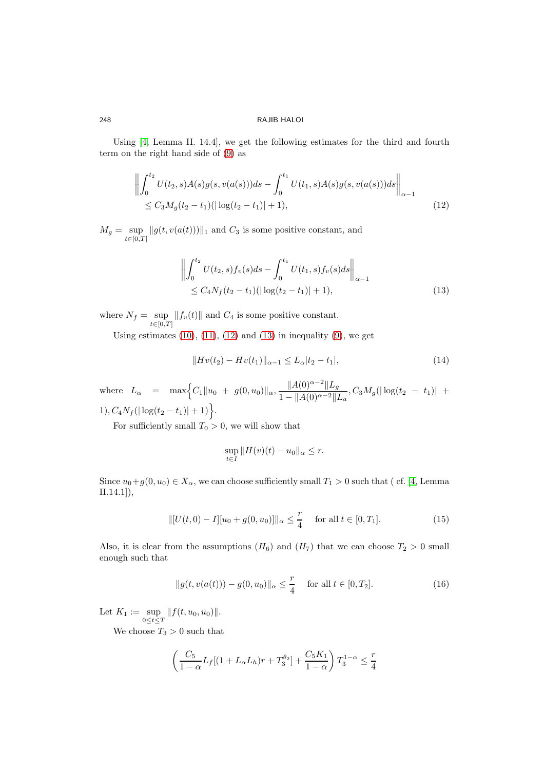Using [4, Lemma II. 14.4], we get the following estimates for the third and fourth term on the right hand side of (9) as

$$\left\| \int_0^{t_2} U(t_2, s) A(s) g(s, v(a(s))) ds - \int_0^{t_1} U(t_1, s) A(s) g(s, v(a(s))) ds \right\|_{\alpha-1} \leq C_3 M_g (t_2 - t_1)(|\log(t_2 - t_1)| + 1), \tag{12}$$

$M_g = \sup_{t \in [0,T]} \|g(t, v(a(t)))\|_1$ and $C_3$ is some positive constant, and

$$\left\| \int_0^{t_2} U(t_2, s) f_v(s) ds - \int_0^{t_1} U(t_1, s) f_v(s) ds \right\|_{\alpha-1} \leq C_4 N_f (t_2 - t_1)(|\log(t_2 - t_1)| + 1), \tag{13}$$

where $N_f = \sup_{t \in [0,T]} \|f_v(t)\|$ and $C_4$ is some positive constant.

Using estimates (10), (11), (12) and (13) in inequality (9), we get

$$\|Hv(t_2) - Hv(t_1)\|_{\alpha-1} \leq L_\alpha |t_2 - t_1|, \tag{14}$$

where $L_\alpha = \max\Big\{ C_1 \|u_0 + g(0, u_0)\|_\alpha, \dfrac{\|A(0)^{\alpha-2}\| L_g}{1 - \|A(0)^{\alpha-2}\| L_a}, C_3 M_g (|\log(t_2 - t_1)| + 1), C_4 N_f (|\log(t_2 - t_1)| + 1) \Big\}$.

For sufficiently small $T_0 > 0$, we will show that

$$\sup_{t \in I} \|H(v)(t) - u_0\|_\alpha \leq r.$$

Since $u_0 + g(0, u_0) \in X_\alpha$, we can choose sufficiently small $T_1 > 0$ such that ( cf. [4, Lemma II.14.1]),

$$\|[U(t, 0) - I][u_0 + g(0, u_0)]\|_\alpha \leq \frac{r}{4} \quad \text{for all } t \in [0, T_1]. \tag{15}$$

Also, it is clear from the assumptions $(H_6)$ and $(H_7)$ that we can choose $T_2 > 0$ small enough such that

$$\|g(t, v(a(t))) - g(0, u_0)\|_\alpha \leq \frac{r}{4} \quad \text{for all } t \in [0, T_2]. \tag{16}$$

Let $K_1 := \sup_{0 \leq t \leq T} \|f(t, u_0, u_0)\|$.

We choose $T_3 > 0$ such that

$$\left( \frac{C_5}{1 - \alpha} L_f [(1 + L_\alpha L_h) r + T_3^{\theta_2}] + \frac{C_5 K_1}{1 - \alpha} \right) T_3^{1-\alpha} \leq \frac{r}{4}$$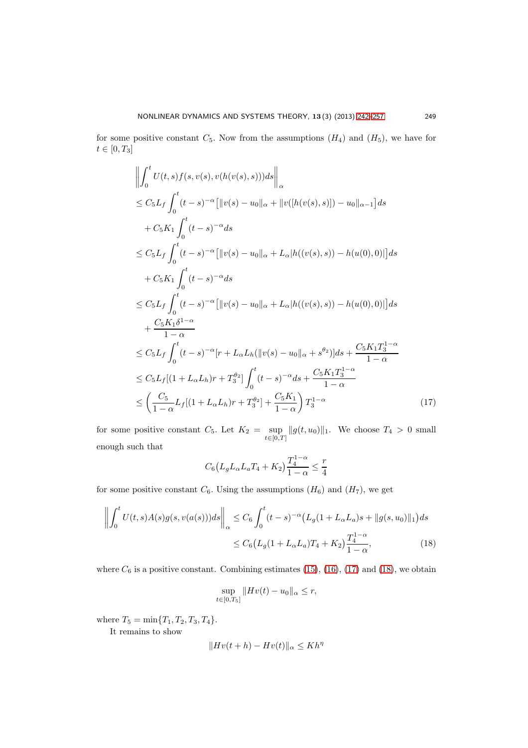for some positive constant $C_5$. Now from the assumptions $(H_4)$ and $(H_5)$, we have for $t \in [0, T_3]$

$$
\begin{aligned}
&\left\| \int_0^t U(t,s) f(s, v(s), v(h(v(s),s))) ds \right\|_\alpha \\
&\leq C_5 L_f \int_0^t (t-s)^{-\alpha} \big[ \|v(s) - u_0\|_\alpha + \|v([h(v(s),s)]) - u_0\|_{\alpha-1} \big] ds \\
&\quad + C_5 K_1 \int_0^t (t-s)^{-\alpha} ds \\
&\leq C_5 L_f \int_0^t (t-s)^{-\alpha} \big[ \|v(s) - u_0\|_\alpha + L_\alpha |h((v(s),s)) - h(u(0),0)| \big] ds \\
&\quad + C_5 K_1 \int_0^t (t-s)^{-\alpha} ds \\
&\leq C_5 L_f \int_0^t (t-s)^{-\alpha} \big[ \|v(s) - u_0\|_\alpha + L_\alpha |h((v(s),s)) - h(u(0),0)| \big] ds \\
&\quad + \frac{C_5 K_1 \delta^{1-\alpha}}{1-\alpha} \\
&\leq C_5 L_f \int_0^t (t-s)^{-\alpha} [r + L_\alpha L_h (\|v(s) - u_0\|_\alpha + s^{\theta_2})] ds + \frac{C_5 K_1 T_3^{1-\alpha}}{1-\alpha} \\
&\leq C_5 L_f [(1 + L_\alpha L_h) r + T_3^{\theta_2}] \int_0^t (t-s)^{-\alpha} ds + \frac{C_5 K_1 T_3^{1-\alpha}}{1-\alpha} \\
&\leq \left( \frac{C_5}{1-\alpha} L_f [(1 + L_\alpha L_h) r + T_3^{\theta_2}] + \frac{C_5 K_1}{1-\alpha} \right) T_3^{1-\alpha}
\end{aligned} \tag{17}
$$

for some positive constant $C_5$. Let $K_2 = \sup_{t \in [0,T]} \|g(t, u_0)\|_1$. We choose $T_4 > 0$ small enough such that

$$
C_6 \big( L_g L_\alpha L_a T_4 + K_2 \big) \frac{T_4^{1-\alpha}}{1-\alpha} \leq \frac{r}{4}
$$

for some positive constant $C_6$. Using the assumptions $(H_6)$ and $(H_7)$, we get

$$
\begin{aligned}
\left\| \int_0^t U(t,s) A(s) g(s, v(a(s))) ds \right\|_\alpha &\leq C_6 \int_0^t (t-s)^{-\alpha} \big( L_g (1 + L_\alpha L_a) s + \|g(s, u_0)\|_1 \big) ds \\
&\leq C_6 \big( L_g (1 + L_\alpha L_a) T_4 + K_2 \big) \frac{T_4^{1-\alpha}}{1-\alpha},
\end{aligned} \tag{18}
$$

where $C_6$ is a positive constant. Combining estimates (15), (16), (17) and (18), we obtain

$$
\sup_{t \in [0, T_5]} \|Hv(t) - u_0\|_\alpha \leq r,
$$

where $T_5 = \min\{T_1, T_2, T_3, T_4\}$.

It remains to show

$$
\|Hv(t+h) - Hv(t)\|_\alpha \leq K h^\eta
$$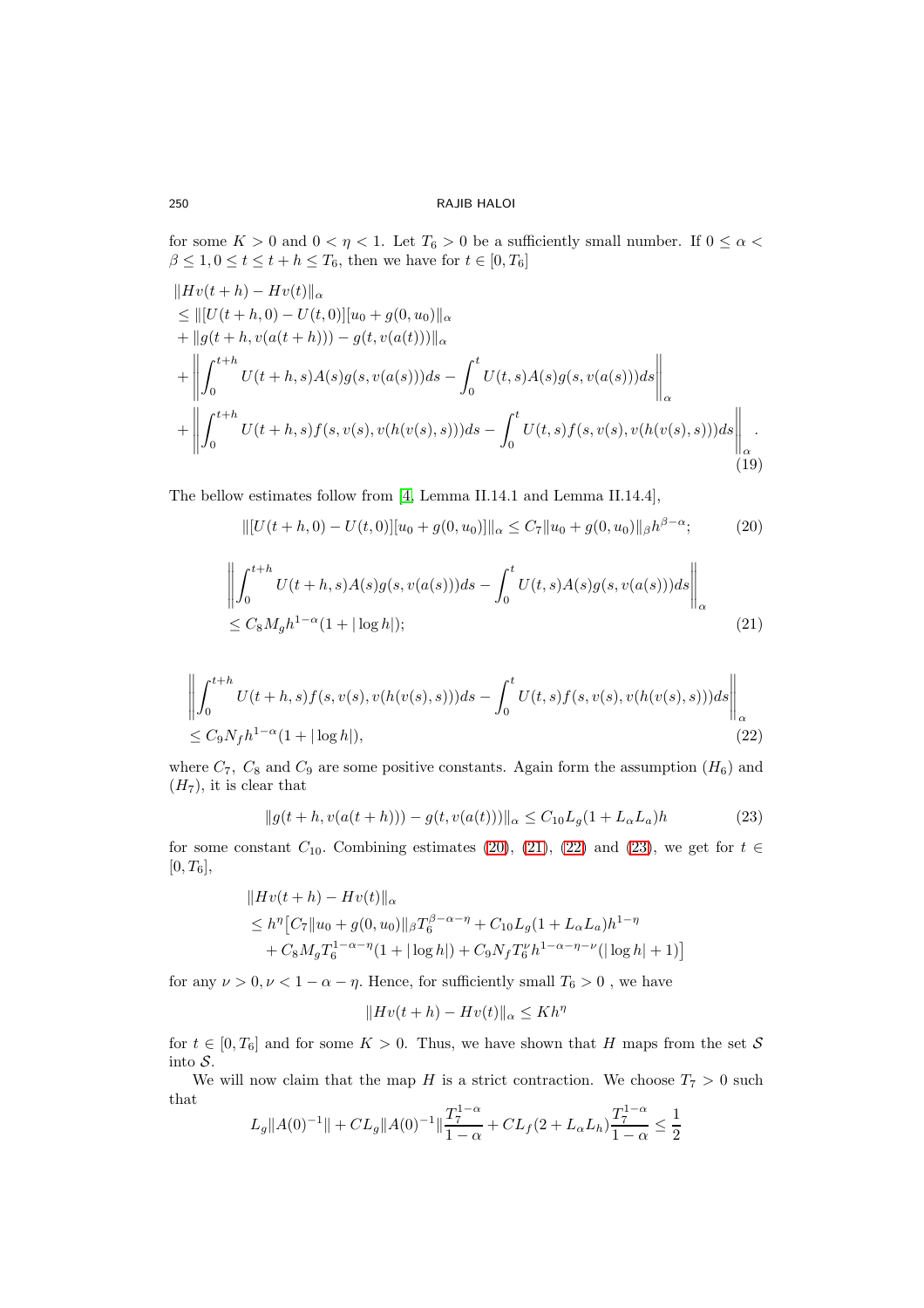for some $K > 0$ and $0 < \eta < 1$. Let $T_6 > 0$ be a sufficiently small number. If $0 \le \alpha < \beta \le 1, 0 \le t \le t+h \le T_6$, then we have for $t \in [0, T_6]$

$$
\begin{aligned}
&\|Hv(t+h) - Hv(t)\|_\alpha \\
&\le \|[U(t+h,0) - U(t,0)][u_0 + g(0,u_0)]\|_\alpha \\
&+ \|g(t+h, v(a(t+h))) - g(t, v(a(t)))\|_\alpha \\
&+ \left\| \int_0^{t+h} U(t+h,s)A(s)g(s,v(a(s)))ds - \int_0^t U(t,s)A(s)g(s,v(a(s)))ds \right\|_\alpha \\
&+ \left\| \int_0^{t+h} U(t+h,s)f(s,v(s),v(h(v(s),s)))ds - \int_0^t U(t,s)f(s,v(s),v(h(v(s),s)))ds \right\|_\alpha .
\end{aligned} \tag{19}
$$

The bellow estimates follow from [4, Lemma II.14.1 and Lemma II.14.4],

$$
\|[U(t+h,0) - U(t,0)][u_0 + g(0,u_0)]\|_\alpha \le C_7 \|u_0 + g(0,u_0)\|_\beta h^{\beta-\alpha}; \tag{20}
$$

$$
\begin{aligned}
&\left\| \int_0^{t+h} U(t+h,s)A(s)g(s,v(a(s)))ds - \int_0^t U(t,s)A(s)g(s,v(a(s)))ds \right\|_\alpha \\
&\le C_8 M_g h^{1-\alpha}(1 + |\log h|);
\end{aligned} \tag{21}
$$

$$
\begin{aligned}
&\left\| \int_0^{t+h} U(t+h,s)f(s,v(s),v(h(v(s),s)))ds - \int_0^t U(t,s)f(s,v(s),v(h(v(s),s)))ds \right\|_\alpha \\
&\le C_9 N_f h^{1-\alpha}(1 + |\log h|),
\end{aligned} \tag{22}
$$

where $C_7$, $C_8$ and $C_9$ are some positive constants. Again form the assumption $(H_6)$ and $(H_7)$, it is clear that

$$
\|g(t+h, v(a(t+h))) - g(t, v(a(t)))\|_\alpha \le C_{10} L_g (1 + L_\alpha L_a) h \tag{23}
$$

for some constant $C_{10}$. Combining estimates (20), (21), (22) and (23), we get for $t \in [0, T_6]$,

$$
\begin{aligned}
&\|Hv(t+h) - Hv(t)\|_\alpha \\
&\le h^\eta \big[ C_7 \|u_0 + g(0,u_0)\|_\beta T_6^{\beta-\alpha-\eta} + C_{10} L_g (1 + L_\alpha L_a) h^{1-\eta} \\
&\quad + C_8 M_g T_6^{1-\alpha-\eta}(1 + |\log h|) + C_9 N_f T_6^{\nu} h^{1-\alpha-\eta-\nu}(|\log h| + 1) \big]
\end{aligned}
$$

for any $\nu > 0, \nu < 1 - \alpha - \eta$. Hence, for sufficiently small $T_6 > 0$ , we have

$$
\|Hv(t+h) - Hv(t)\|_\alpha \le K h^\eta
$$

for $t \in [0, T_6]$ and for some $K > 0$. Thus, we have shown that $H$ maps from the set $\mathcal{S}$ into $\mathcal{S}$.

We will now claim that the map $H$ is a strict contraction. We choose $T_7 > 0$ such that

$$
L_g \|A(0)^{-1}\| + C L_g \|A(0)^{-1}\| \frac{T_7^{1-\alpha}}{1-\alpha} + C L_f (2 + L_\alpha L_h) \frac{T_7^{1-\alpha}}{1-\alpha} \le \frac{1}{2}
$$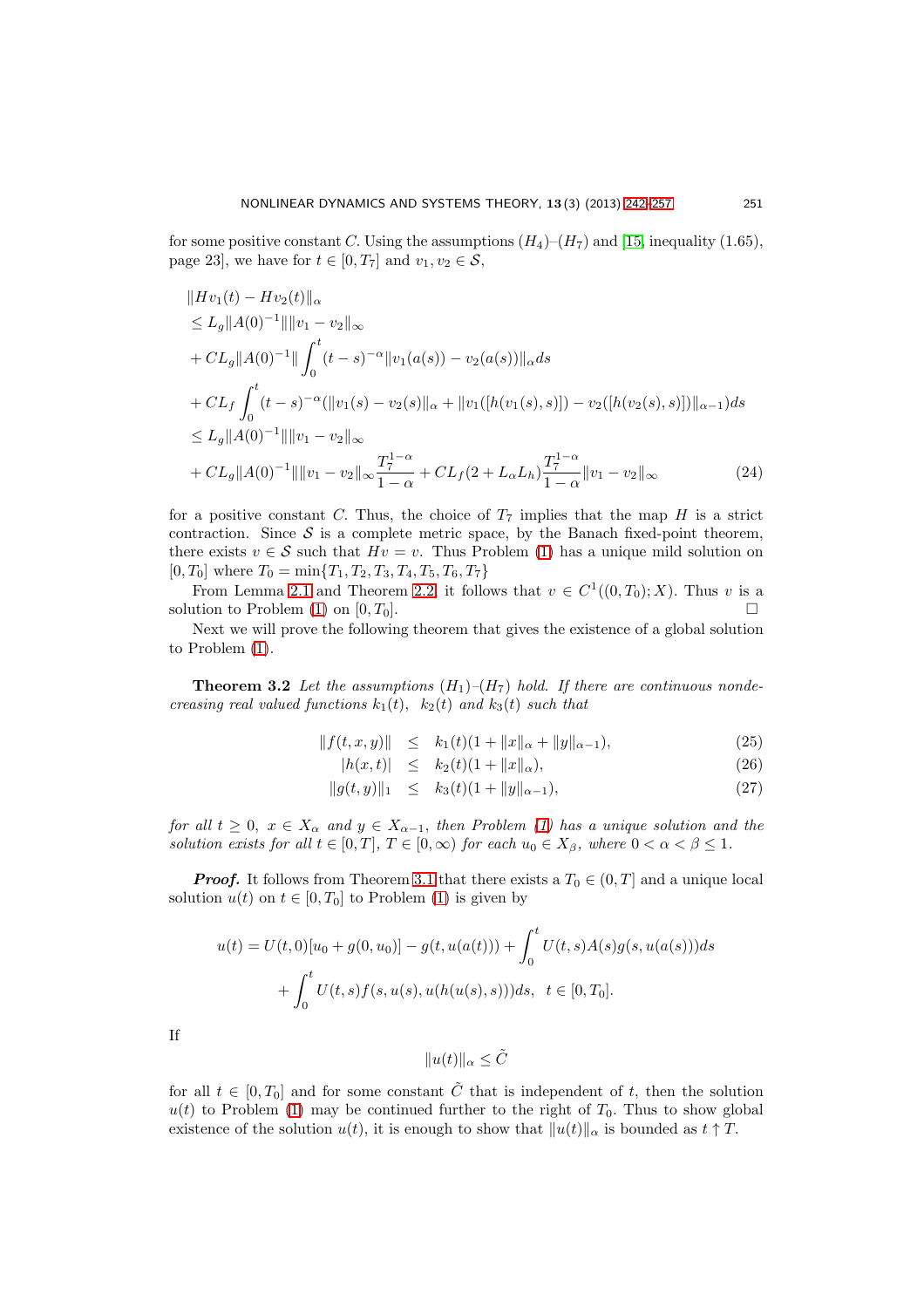for some positive constant $C$. Using the assumptions $(H_4)$–$(H_7)$ and [15, inequality (1.65), page 23], we have for $t \in [0, T_7]$ and $v_1, v_2 \in \mathcal{S}$,

$$
\begin{aligned}
&\|Hv_1(t) - Hv_2(t)\|_\alpha \\
&\leq L_g\|A(0)^{-1}\|\|v_1 - v_2\|_\infty \\
&+ CL_g\|A(0)^{-1}\| \int_0^t (t-s)^{-\alpha}\|v_1(a(s)) - v_2(a(s))\|_\alpha ds \\
&+ CL_f \int_0^t (t-s)^{-\alpha}(\|v_1(s) - v_2(s)\|_\alpha + \|v_1([h(v_1(s), s)]) - v_2([h(v_2(s), s)])\|_{\alpha-1})ds \\
&\leq L_g\|A(0)^{-1}\|\|v_1 - v_2\|_\infty \\
&+ CL_g\|A(0)^{-1}\|\|v_1 - v_2\|_\infty \frac{T_7^{1-\alpha}}{1-\alpha} + CL_f(2 + L_\alpha L_h)\frac{T_7^{1-\alpha}}{1-\alpha}\|v_1 - v_2\|_\infty \qquad (24)
\end{aligned}
$$

for a positive constant $C$. Thus, the choice of $T_7$ implies that the map $H$ is a strict contraction. Since $\mathcal{S}$ is a complete metric space, by the Banach fixed-point theorem, there exists $v \in \mathcal{S}$ such that $Hv = v$. Thus Problem (1) has a unique mild solution on $[0, T_0]$ where $T_0 = \min\{T_1, T_2, T_3, T_4, T_5, T_6, T_7\}$

From Lemma 2.1 and Theorem 2.2, it follows that $v \in C^1((0, T_0); X)$. Thus $v$ is a solution to Problem (1) on $[0, T_0]$. □

Next we will prove the following theorem that gives the existence of a global solution to Problem (1).

**Theorem 3.2** *Let the assumptions $(H_1)$–$(H_7)$ hold. If there are continuous nondecreasing real valued functions $k_1(t)$, $k_2(t)$ and $k_3(t)$ such that*

$$
\begin{aligned}
\|f(t, x, y)\| &\leq k_1(t)(1 + \|x\|_\alpha + \|y\|_{\alpha-1}), \qquad (25)\\
|h(x, t)| &\leq k_2(t)(1 + \|x\|_\alpha), \qquad (26)\\
\|g(t, y)\|_1 &\leq k_3(t)(1 + \|y\|_{\alpha-1}), \qquad (27)
\end{aligned}
$$

*for all $t \geq 0$, $x \in X_\alpha$ and $y \in X_{\alpha-1}$, then Problem (1) has a unique solution and the solution exists for all $t \in [0, T]$, $T \in [0, \infty)$ for each $u_0 \in X_\beta$, where $0 < \alpha < \beta \leq 1$.*

***Proof.*** It follows from Theorem 3.1 that there exists a $T_0 \in (0, T]$ and a unique local solution $u(t)$ on $t \in [0, T_0]$ to Problem (1) is given by

$$
\begin{aligned}
u(t) = U(t, 0)[u_0 + g(0, u_0)] - g(t, u(a(t))) + \int_0^t U(t, s)A(s)g(s, u(a(s)))ds \\
+ \int_0^t U(t, s)f(s, u(s), u(h(u(s), s)))ds, \quad t \in [0, T_0].
\end{aligned}
$$

If

$$\|u(t)\|_\alpha \leq \tilde{C}$$

for all $t \in [0, T_0]$ and for some constant $\tilde{C}$ that is independent of $t$, then the solution $u(t)$ to Problem (1) may be continued further to the right of $T_0$. Thus to show global existence of the solution $u(t)$, it is enough to show that $\|u(t)\|_\alpha$ is bounded as $t \uparrow T$.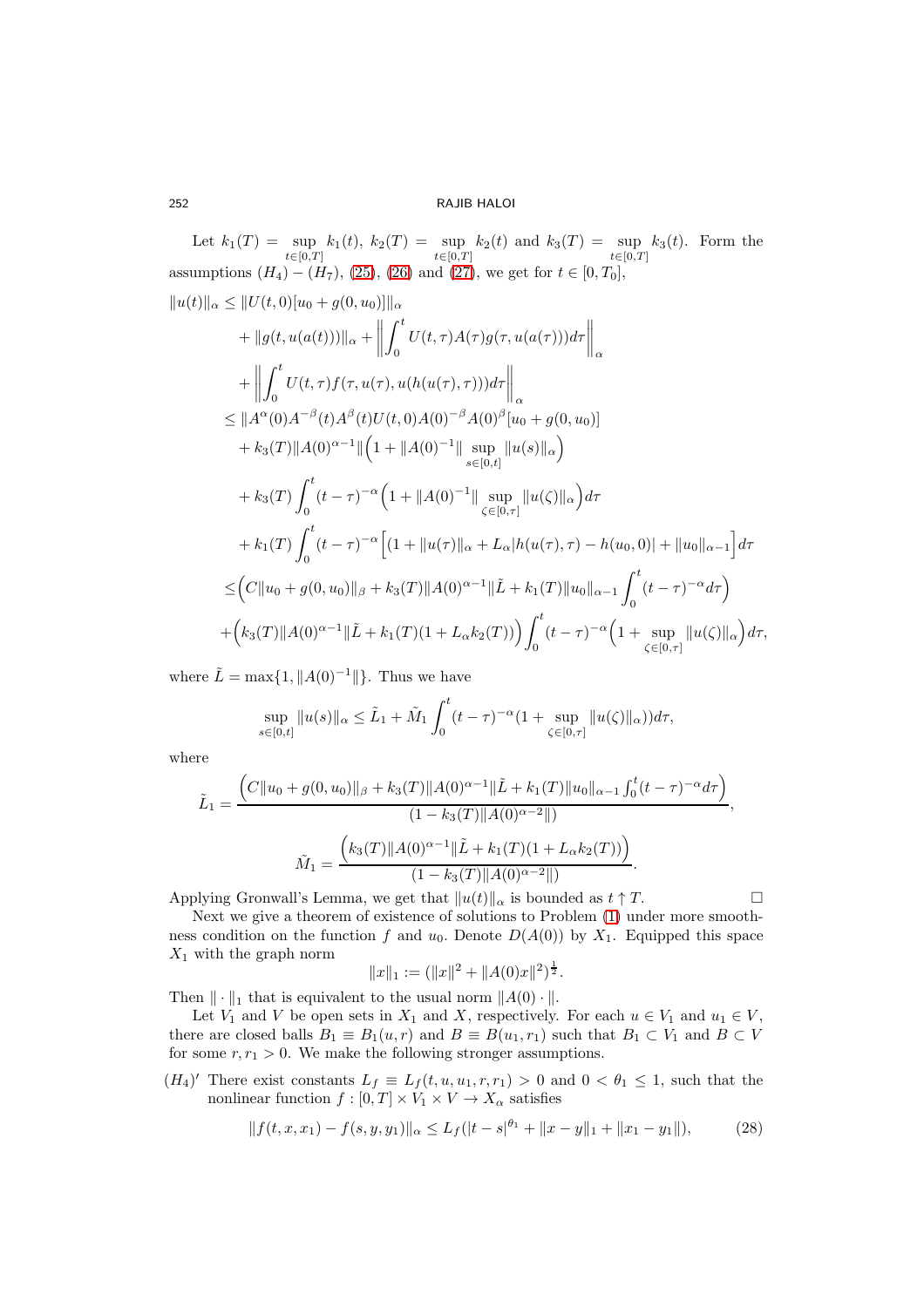Let $k_1(T) = \sup_{t\in[0,T]} k_1(t)$, $k_2(T) = \sup_{t\in[0,T]} k_2(t)$ and $k_3(T) = \sup_{t\in[0,T]} k_3(t)$. Form the assumptions $(H_4)-(H_7)$, (25), (26) and (27), we get for $t \in [0, T_0]$,

$$
\begin{aligned}
\|u(t)\|_\alpha &\le \|U(t,0)[u_0 + g(0,u_0)]\|_\alpha \\
&\quad + \|g(t,u(a(t)))\|_\alpha + \left\| \int_0^t U(t,\tau)A(\tau)g(\tau,u(a(\tau)))d\tau \right\|_\alpha \\
&\quad + \left\| \int_0^t U(t,\tau) f(\tau,u(\tau),u(h(u(\tau),\tau)))d\tau \right\|_\alpha \\
&\le \|A^\alpha(0)A^{-\beta}(t)A^\beta(t)U(t,0)A(0)^{-\beta}A(0)^\beta[u_0+g(0,u_0)]\| \\
&\quad + k_3(T)\|A(0)^{\alpha-1}\|\Big(1 + \|A(0)^{-1}\| \sup_{s\in[0,t]} \|u(s)\|_\alpha\Big) \\
&\quad + k_3(T)\int_0^t (t-\tau)^{-\alpha}\Big(1 + \|A(0)^{-1}\| \sup_{\zeta\in[0,\tau]} \|u(\zeta)\|_\alpha\Big)d\tau \\
&\quad + k_1(T)\int_0^t (t-\tau)^{-\alpha}\Big[(1+\|u(\tau)\|_\alpha + L_\alpha |h(u(\tau),\tau) - h(u_0,0)| + \|u_0\|_{\alpha-1}\Big]d\tau \\
&\le \Big(C\|u_0+g(0,u_0)\|_\beta + k_3(T)\|A(0)^{\alpha-1}\|\tilde{L} + k_1(T)\|u_0\|_{\alpha-1}\int_0^t (t-\tau)^{-\alpha}d\tau\Big) \\
&+ \Big(k_3(T)\|A(0)^{\alpha-1}\|\tilde{L} + k_1(T)(1+L_\alpha k_2(T))\Big)\int_0^t (t-\tau)^{-\alpha}\Big(1 + \sup_{\zeta\in[0,\tau]}\|u(\zeta)\|_\alpha\Big)d\tau,
\end{aligned}
$$

where $\tilde{L} = \max\{1, \|A(0)^{-1}\|\}$. Thus we have

$$
\sup_{s\in[0,t]} \|u(s)\|_\alpha \le \tilde{L}_1 + \tilde{M}_1 \int_0^t (t-\tau)^{-\alpha}(1 + \sup_{\zeta\in[0,\tau]}\|u(\zeta)\|_\alpha))d\tau,
$$

where

$$
\tilde{L}_1 = \frac{\Big(C\|u_0+g(0,u_0)\|_\beta + k_3(T)\|A(0)^{\alpha-1}\|\tilde{L} + k_1(T)\|u_0\|_{\alpha-1}\int_0^t (t-\tau)^{-\alpha}d\tau\Big)}{(1 - k_3(T)\|A(0)^{\alpha-2}\|)},
$$

$$
\tilde{M}_1 = \frac{\Big(k_3(T)\|A(0)^{\alpha-1}\|\tilde{L} + k_1(T)(1+L_\alpha k_2(T))\Big)}{(1 - k_3(T)\|A(0)^{\alpha-2}\|)}.
$$

Applying Gronwall's Lemma, we get that $\|u(t)\|_\alpha$ is bounded as $t \uparrow T$. $\square$

Next we give a theorem of existence of solutions to Problem (1) under more smoothness condition on the function $f$ and $u_0$. Denote $D(A(0))$ by $X_1$. Equipped this space $X_1$ with the graph norm

$$
\|x\|_1 := (\|x\|^2 + \|A(0)x\|^2)^{\frac{1}{2}}.
$$

Then $\|\cdot\|_1$ that is equivalent to the usual norm $\|A(0)\cdot\|$.

Let $V_1$ and $V$ be open sets in $X_1$ and $X$, respectively. For each $u \in V_1$ and $u_1 \in V$, there are closed balls $B_1 \equiv B_1(u,r)$ and $B \equiv B(u_1,r_1)$ such that $B_1 \subset V_1$ and $B \subset V$ for some $r, r_1 > 0$. We make the following stronger assumptions.

$(H_4)'$ There exist constants $L_f \equiv L_f(t,u,u_1,r,r_1) > 0$ and $0 < \theta_1 \le 1$, such that the nonlinear function $f : [0,T] \times V_1 \times V \to X_\alpha$ satisfies

$$
\|f(t,x,x_1) - f(s,y,y_1)\|_\alpha \le L_f(|t-s|^{\theta_1} + \|x-y\|_1 + \|x_1 - y_1\|), \tag{28}
$$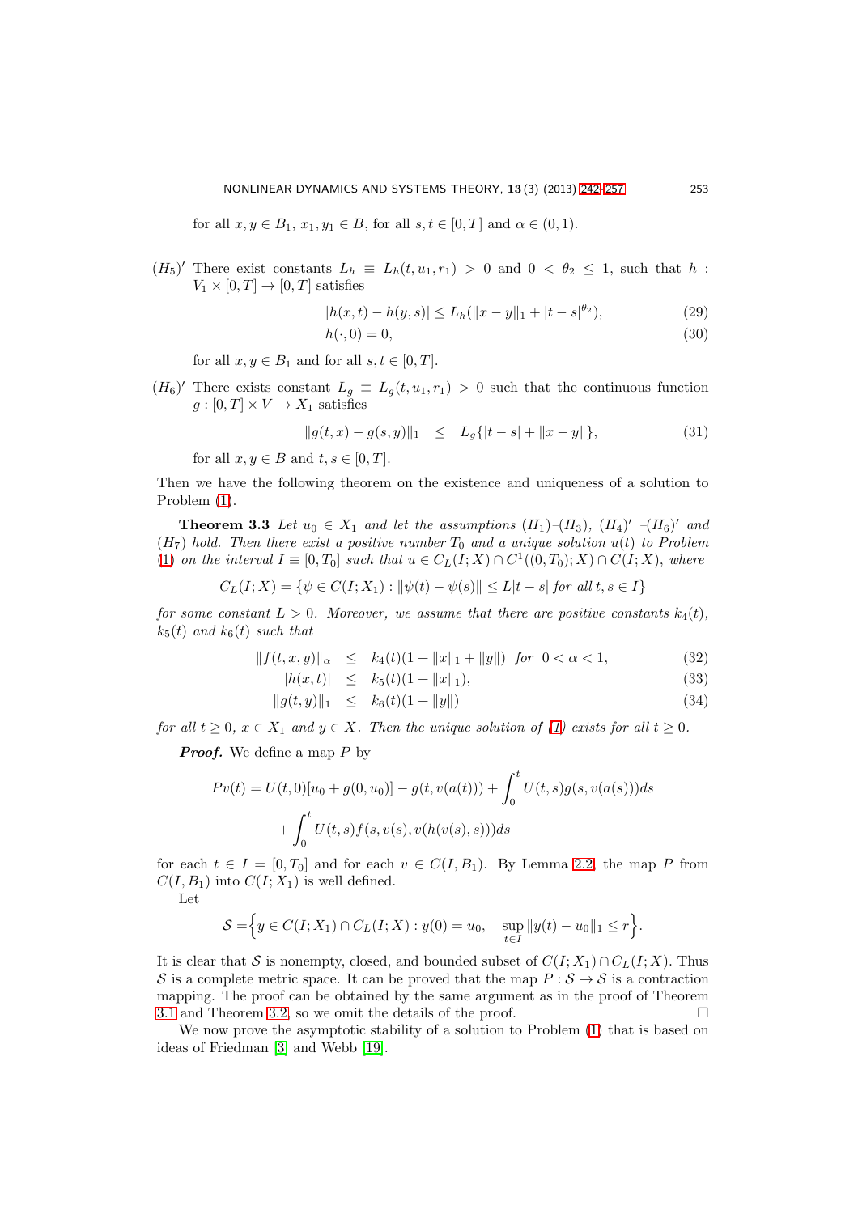for all $x, y \in B_1$, $x_1, y_1 \in B$, for all $s, t \in [0, T]$ and $\alpha \in (0, 1)$.

$(H_5)'$ There exist constants $L_h \equiv L_h(t, u_1, r_1) > 0$ and $0 < \theta_2 \leq 1$, such that $h : V_1 \times [0, T] \to [0, T]$ satisfies

$$|h(x, t) - h(y, s)| \leq L_h(\|x - y\|_1 + |t - s|^{\theta_2}), \tag{29}$$

$$h(\cdot, 0) = 0, \tag{30}$$

for all $x, y \in B_1$ and for all $s, t \in [0, T]$.

$(H_6)'$ There exists constant $L_g \equiv L_g(t, u_1, r_1) > 0$ such that the continuous function $g : [0, T] \times V \to X_1$ satisfies

$$\|g(t, x) - g(s, y)\|_1 \leq L_g\{|t - s| + \|x - y\|\}, \tag{31}$$

for all $x, y \in B$ and $t, s \in [0, T]$.

Then we have the following theorem on the existence and uniqueness of a solution to Problem (1).

**Theorem 3.3** *Let $u_0 \in X_1$ and let the assumptions $(H_1)$–$(H_3)$, $(H_4)'$ –$(H_6)'$ and $(H_7)$ hold. Then there exist a positive number $T_0$ and a unique solution $u(t)$ to Problem (1) on the interval $I \equiv [0, T_0]$ such that $u \in C_L(I; X) \cap C^1((0, T_0); X) \cap C(I; X)$, where*

$$C_L(I; X) = \{\psi \in C(I; X_1) : \|\psi(t) - \psi(s)\| \leq L|t - s| \text{ for all } t, s \in I\}$$

*for some constant $L > 0$. Moreover, we assume that there are positive constants $k_4(t)$, $k_5(t)$ and $k_6(t)$ such that*

$$\|f(t, x, y)\|_\alpha \leq k_4(t)(1 + \|x\|_1 + \|y\|) \ \text{ for } \ 0 < \alpha < 1, \tag{32}$$

$$|h(x, t)| \leq k_5(t)(1 + \|x\|_1), \tag{33}$$

$$\|g(t, y)\|_1 \leq k_6(t)(1 + \|y\|) \tag{34}$$

*for all $t \geq 0$, $x \in X_1$ and $y \in X$. Then the unique solution of (1) exists for all $t \geq 0$.*

***Proof.*** We define a map $P$ by

$$Pv(t) = U(t, 0)[u_0 + g(0, u_0)] - g(t, v(a(t))) + \int_0^t U(t, s)g(s, v(a(s)))ds$$
$$+ \int_0^t U(t, s)f(s, v(s), v(h(v(s), s)))ds$$

for each $t \in I = [0, T_0]$ and for each $v \in C(I, B_1)$. By Lemma 2.2, the map $P$ from $C(I, B_1)$ into $C(I; X_1)$ is well defined.

Let

$$\mathcal{S} = \Big\{ y \in C(I; X_1) \cap C_L(I; X) : y(0) = u_0, \quad \sup_{t \in I} \|y(t) - u_0\|_1 \leq r \Big\}.$$

It is clear that $\mathcal{S}$ is nonempty, closed, and bounded subset of $C(I; X_1) \cap C_L(I; X)$. Thus $\mathcal{S}$ is a complete metric space. It can be proved that the map $P : \mathcal{S} \to \mathcal{S}$ is a contraction mapping. The proof can be obtained by the same argument as in the proof of Theorem 3.1 and Theorem 3.2, so we omit the details of the proof. □

We now prove the asymptotic stability of a solution to Problem (1) that is based on ideas of Friedman [3] and Webb [19].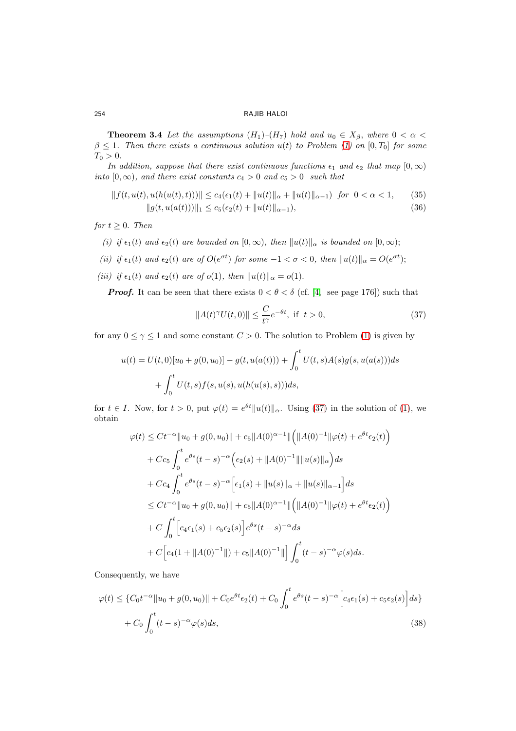**Theorem 3.4** *Let the assumptions $(H_1)$–$(H_7)$ hold and $u_0 \in X_\beta$, where $0 < \alpha < \beta \leq 1$. Then there exists a continuous solution $u(t)$ to Problem (1) on $[0, T_0]$ for some $T_0 > 0$.*

*In addition, suppose that there exist continuous functions $\epsilon_1$ and $\epsilon_2$ that map $[0, \infty)$ into $[0, \infty)$, and there exist constants $c_4 > 0$ and $c_5 > 0$ such that*

$$\|f(t, u(t), u(h(u(t), t)))\| \leq c_4(\epsilon_1(t) + \|u(t)\|_\alpha + \|u(t)\|_{\alpha-1}) \text{ for } 0 < \alpha < 1, \tag{35}$$

$$\|g(t, u(a(t)))\|_1 \leq c_5(\epsilon_2(t) + \|u(t)\|_{\alpha-1}), \tag{36}$$

*for $t \geq 0$. Then*

*(i) if $\epsilon_1(t)$ and $\epsilon_2(t)$ are bounded on $[0, \infty)$, then $\|u(t)\|_\alpha$ is bounded on $[0, \infty)$;*

*(ii) if $\epsilon_1(t)$ and $\epsilon_2(t)$ are of $O(e^{\sigma t})$ for some $-1 < \sigma < 0$, then $\|u(t)\|_\alpha = O(e^{\sigma t})$;*

*(iii) if $\epsilon_1(t)$ and $\epsilon_2(t)$ are of $o(1)$, then $\|u(t)\|_\alpha = o(1)$.*

***Proof.*** It can be seen that there exists $0 < \theta < \delta$ (cf. [4, see page 176]) such that

$$\|A(t)^\gamma U(t, 0)\| \leq \frac{C}{t^\gamma} e^{-\theta t}, \text{ if } t > 0, \tag{37}$$

for any $0 \leq \gamma \leq 1$ and some constant $C > 0$. The solution to Problem (1) is given by

$$u(t) = U(t, 0)[u_0 + g(0, u_0)] - g(t, u(a(t))) + \int_0^t U(t, s)A(s)g(s, u(a(s)))ds$$
$$+ \int_0^t U(t, s)f(s, u(s), u(h(u(s), s)))ds,$$

for $t \in I$. Now, for $t > 0$, put $\varphi(t) = e^{\theta t}\|u(t)\|_\alpha$. Using (37) in the solution of (1), we obtain

$$\begin{aligned}
\varphi(t) &\leq Ct^{-\alpha}\|u_0 + g(0, u_0)\| + c_5\|A(0)^{\alpha-1}\|\Big(\|A(0)^{-1}\|\varphi(t) + e^{\theta t}\epsilon_2(t)\Big) \\
&+ Cc_5 \int_0^t e^{\theta s}(t-s)^{-\alpha}\Big(\epsilon_2(s) + \|A(0)^{-1}\|\|u(s)\|_\alpha\Big)ds \\
&+ Cc_4 \int_0^t e^{\theta s}(t-s)^{-\alpha}\Big[\epsilon_1(s) + \|u(s)\|_\alpha + \|u(s)\|_{\alpha-1}\Big]ds \\
&\leq Ct^{-\alpha}\|u_0 + g(0, u_0)\| + c_5\|A(0)^{\alpha-1}\|\Big(\|A(0)^{-1}\|\varphi(t) + e^{\theta t}\epsilon_2(t)\Big) \\
&+ C\int_0^t \Big[c_4\epsilon_1(s) + c_5\epsilon_2(s)\Big]e^{\theta s}(t-s)^{-\alpha}ds \\
&+ C\Big[c_4(1 + \|A(0)^{-1}\|) + c_5\|A(0)^{-1}\|\Big]\int_0^t (t-s)^{-\alpha}\varphi(s)ds.
\end{aligned}$$

Consequently, we have

$$\begin{aligned}
\varphi(t) &\leq \{C_0 t^{-\alpha}\|u_0 + g(0, u_0)\| + C_0 e^{\theta t}\epsilon_2(t) + C_0\int_0^t e^{\theta s}(t-s)^{-\alpha}\Big[c_4\epsilon_1(s) + c_5\epsilon_2(s)\Big]ds\} \\
&+ C_0\int_0^t (t-s)^{-\alpha}\varphi(s)ds,
\end{aligned} \tag{38}$$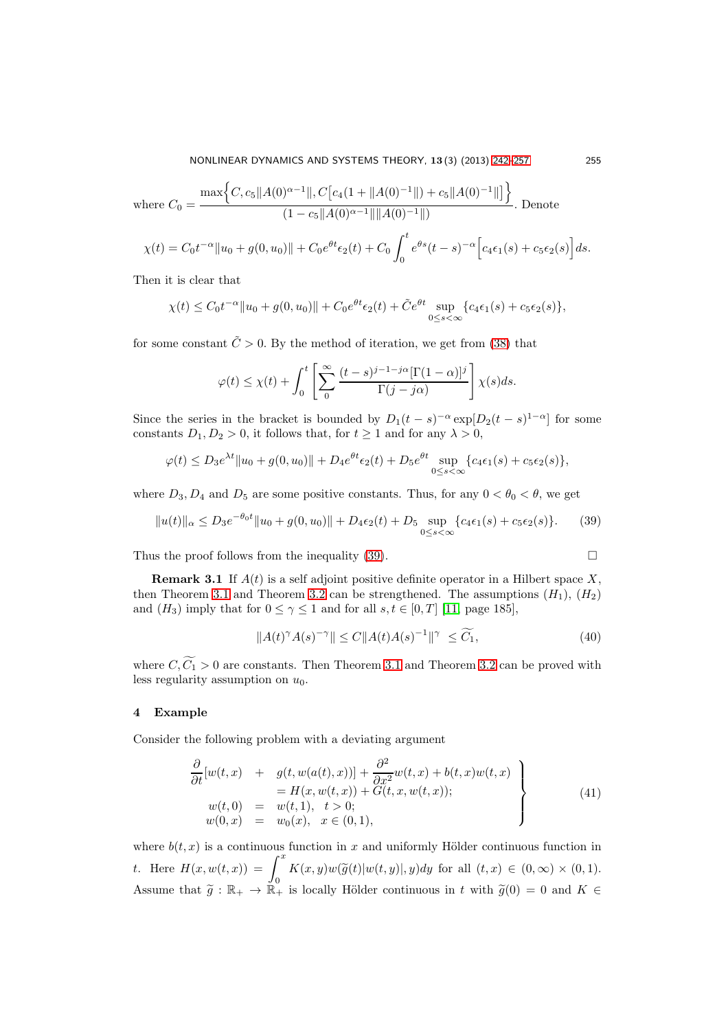where $C_0 = \dfrac{\max\Big\{C, c_5\|A(0)^{\alpha-1}\|, C\big[c_4(1+\|A(0)^{-1}\|) + c_5\|A(0)^{-1}\|\big]\Big\}}{(1 - c_5\|A(0)^{\alpha-1}\|\|A(0)^{-1}\|)}$. Denote

$$\chi(t) = C_0 t^{-\alpha}\|u_0 + g(0,u_0)\| + C_0 e^{\theta t}\epsilon_2(t) + C_0\int_0^t e^{\theta s}(t-s)^{-\alpha}\Big[c_4\epsilon_1(s) + c_5\epsilon_2(s)\Big]ds.$$

Then it is clear that

$$\chi(t) \le C_0 t^{-\alpha}\|u_0 + g(0,u_0)\| + C_0 e^{\theta t}\epsilon_2(t) + \tilde{C}e^{\theta t}\sup_{0\le s<\infty}\{c_4\epsilon_1(s) + c_5\epsilon_2(s)\},$$

for some constant $\tilde{C} > 0$. By the method of iteration, we get from (38) that

$$\varphi(t) \le \chi(t) + \int_0^t\left[\sum_0^\infty \frac{(t-s)^{j-1-j\alpha}[\Gamma(1-\alpha)]^j}{\Gamma(j-j\alpha)}\right]\chi(s)ds.$$

Since the series in the bracket is bounded by $D_1(t-s)^{-\alpha}\exp[D_2(t-s)^{1-\alpha}]$ for some constants $D_1, D_2 > 0$, it follows that, for $t \ge 1$ and for any $\lambda > 0$,

$$\varphi(t) \le D_3 e^{\lambda t}\|u_0 + g(0,u_0)\| + D_4 e^{\theta t}\epsilon_2(t) + D_5 e^{\theta t}\sup_{0\le s<\infty}\{c_4\epsilon_1(s) + c_5\epsilon_2(s)\},$$

where $D_3, D_4$ and $D_5$ are some positive constants. Thus, for any $0 < \theta_0 < \theta$, we get

$$\|u(t)\|_\alpha \le D_3 e^{-\theta_0 t}\|u_0 + g(0,u_0)\| + D_4\epsilon_2(t) + D_5\sup_{0\le s<\infty}\{c_4\epsilon_1(s) + c_5\epsilon_2(s)\}. \tag{39}$$

Thus the proof follows from the inequality (39). $\square$

**Remark 3.1** If $A(t)$ is a self adjoint positive definite operator in a Hilbert space $X$, then Theorem 3.1 and Theorem 3.2 can be strengthened. The assumptions $(H_1)$, $(H_2)$ and $(H_3)$ imply that for $0 \le \gamma \le 1$ and for all $s, t \in [0,T]$ [11, page 185],

$$\|A(t)^\gamma A(s)^{-\gamma}\| \le C\|A(t)A(s)^{-1}\|^\gamma \le \widetilde{C_1}, \tag{40}$$

where $C, \widetilde{C_1} > 0$ are constants. Then Theorem 3.1 and Theorem 3.2 can be proved with less regularity assumption on $u_0$.

## 4 Example

Consider the following problem with a deviating argument

$$\left.\begin{aligned}
\frac{\partial}{\partial t}[w(t,x) \;&+\; g(t, w(a(t),x))] + \frac{\partial^2}{\partial x^2}w(t,x) + b(t,x)w(t,x)\\
&= H(x, w(t,x)) + G(t, x, w(t,x));\\
w(t,0) \;&=\; w(t,1), \quad t > 0;\\
w(0,x) \;&=\; w_0(x), \quad x \in (0,1),
\end{aligned}\right\} \tag{41}$$

where $b(t,x)$ is a continuous function in $x$ and uniformly Hölder continuous function in $t$. Here $H(x, w(t,x)) = \displaystyle\int_0^x K(x,y)w(\widetilde{g}(t)|w(t,y)|, y)dy$ for all $(t,x) \in (0,\infty)\times(0,1)$. Assume that $\widetilde{g} : \mathbb{R}_+ \to \mathbb{R}_+$ is locally Hölder continuous in $t$ with $\widetilde{g}(0) = 0$ and $K \in$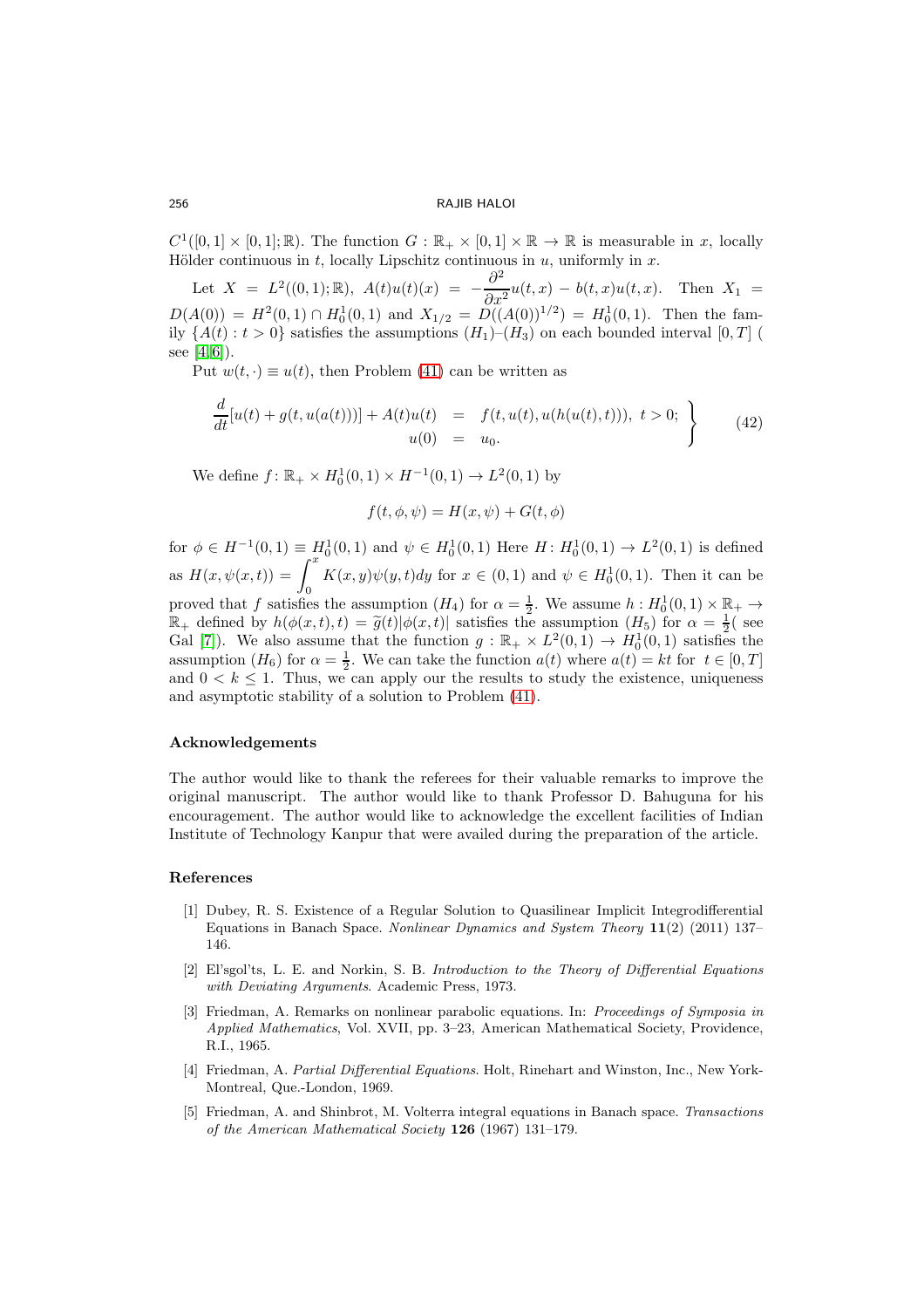$C^1([0,1] \times [0,1]; \mathbb{R})$. The function $G : \mathbb{R}_+ \times [0,1] \times \mathbb{R} \to \mathbb{R}$ is measurable in $x$, locally Hölder continuous in $t$, locally Lipschitz continuous in $u$, uniformly in $x$.

Let $X = L^2((0,1); \mathbb{R})$, $A(t)u(t)(x) = -\dfrac{\partial^2}{\partial x^2}u(t,x) - b(t,x)u(t,x)$. Then $X_1 = D(A(0)) = H^2(0,1) \cap H_0^1(0,1)$ and $X_{1/2} = D((A(0))^{1/2}) = H_0^1(0,1)$. Then the family $\{A(t) : t > 0\}$ satisfies the assumptions $(H_1)$–$(H_3)$ on each bounded interval $[0,T]$ ( see [4,6]).

Put $w(t,\cdot) \equiv u(t)$, then Problem (41) can be written as

$$\left.\begin{aligned} \frac{d}{dt}[u(t) + g(t, u(a(t)))] + A(t)u(t) &= f(t, u(t), u(h(u(t),t))),\ t > 0; \\ u(0) &= u_0. \end{aligned}\right\} \tag{42}$$

We define $f \colon \mathbb{R}_+ \times H_0^1(0,1) \times H^{-1}(0,1) \to L^2(0,1)$ by

$$f(t, \phi, \psi) = H(x, \psi) + G(t, \phi)$$

for $\phi \in H^{-1}(0,1) \equiv H_0^1(0,1)$ and $\psi \in H_0^1(0,1)$ Here $H \colon H_0^1(0,1) \to L^2(0,1)$ is defined as $H(x, \psi(x,t)) = \displaystyle\int_0^x K(x,y)\psi(y,t)dy$ for $x \in (0,1)$ and $\psi \in H_0^1(0,1)$. Then it can be proved that $f$ satisfies the assumption $(H_4)$ for $\alpha = \frac{1}{2}$. We assume $h : H_0^1(0,1) \times \mathbb{R}_+ \to \mathbb{R}_+$ defined by $h(\phi(x,t), t) = \widetilde{g}(t)|\phi(x,t)|$ satisfies the assumption $(H_5)$ for $\alpha = \frac{1}{2}$( see Gal [7]). We also assume that the function $g : \mathbb{R}_+ \times L^2(0,1) \to H_0^1(0,1)$ satisfies the assumption $(H_6)$ for $\alpha = \frac{1}{2}$. We can take the function $a(t)$ where $a(t) = kt$ for $t \in [0,T]$ and $0 < k \leq 1$. Thus, we can apply our the results to study the existence, uniqueness and asymptotic stability of a solution to Problem (41).

### Acknowledgements

The author would like to thank the referees for their valuable remarks to improve the original manuscript. The author would like to thank Professor D. Bahuguna for his encouragement. The author would like to acknowledge the excellent facilities of Indian Institute of Technology Kanpur that were availed during the preparation of the article.

### References

[1] Dubey, R. S. Existence of a Regular Solution to Quasilinear Implicit Integrodifferential Equations in Banach Space. *Nonlinear Dynamics and System Theory* **11**(2) (2011) 137–146.

[2] El'sgol'ts, L. E. and Norkin, S. B. *Introduction to the Theory of Differential Equations with Deviating Arguments*. Academic Press, 1973.

[3] Friedman, A. Remarks on nonlinear parabolic equations. In: *Proceedings of Symposia in Applied Mathematics*, Vol. XVII, pp. 3–23, American Mathematical Society, Providence, R.I., 1965.

[4] Friedman, A. *Partial Differential Equations*. Holt, Rinehart and Winston, Inc., New York-Montreal, Que.-London, 1969.

[5] Friedman, A. and Shinbrot, M. Volterra integral equations in Banach space. *Transactions of the American Mathematical Society* **126** (1967) 131–179.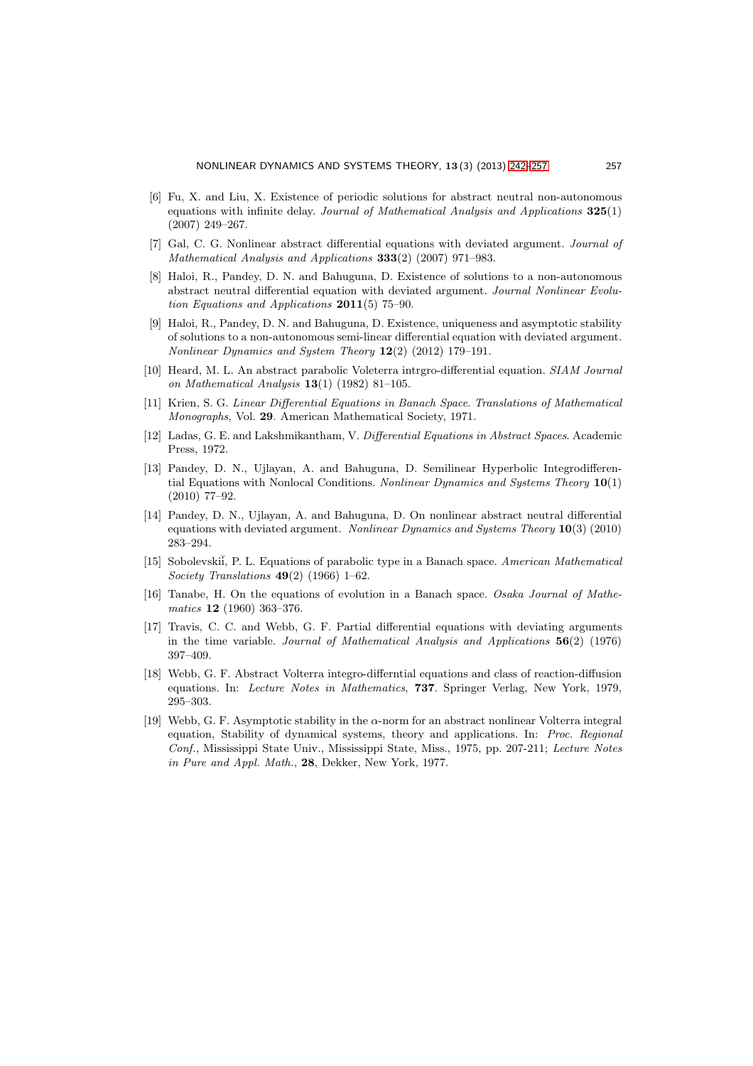[6] Fu, X. and Liu, X. Existence of periodic solutions for abstract neutral non-autonomous equations with infinite delay. *Journal of Mathematical Analysis and Applications* **325**(1) (2007) 249–267.

[7] Gal, C. G. Nonlinear abstract differential equations with deviated argument. *Journal of Mathematical Analysis and Applications* **333**(2) (2007) 971–983.

[8] Haloi, R., Pandey, D. N. and Bahuguna, D. Existence of solutions to a non-autonomous abstract neutral differential equation with deviated argument. *Journal Nonlinear Evolution Equations and Applications* **2011**(5) 75–90.

[9] Haloi, R., Pandey, D. N. and Bahuguna, D. Existence, uniqueness and asymptotic stability of solutions to a non-autonomous semi-linear differential equation with deviated argument. *Nonlinear Dynamics and System Theory* **12**(2) (2012) 179–191.

[10] Heard, M. L. An abstract parabolic Voleterra intrgro-differential equation. *SIAM Journal on Mathematical Analysis* **13**(1) (1982) 81–105.

[11] Krien, S. G. *Linear Differential Equations in Banach Space. Translations of Mathematical Monographs*, Vol. **29**. American Mathematical Society, 1971.

[12] Ladas, G. E. and Lakshmikantham, V. *Differential Equations in Abstract Spaces*. Academic Press, 1972.

[13] Pandey, D. N., Ujlayan, A. and Bahuguna, D. Semilinear Hyperbolic Integrodifferential Equations with Nonlocal Conditions. *Nonlinear Dynamics and Systems Theory* **10**(1) (2010) 77–92.

[14] Pandey, D. N., Ujlayan, A. and Bahuguna, D. On nonlinear abstract neutral differential equations with deviated argument. *Nonlinear Dynamics and Systems Theory* **10**(3) (2010) 283–294.

[15] Sobolevskiǐ, P. L. Equations of parabolic type in a Banach space. *American Mathematical Society Translations* **49**(2) (1966) 1–62.

[16] Tanabe, H. On the equations of evolution in a Banach space. *Osaka Journal of Mathematics* **12** (1960) 363–376.

[17] Travis, C. C. and Webb, G. F. Partial differential equations with deviating arguments in the time variable. *Journal of Mathematical Analysis and Applications* **56**(2) (1976) 397–409.

[18] Webb, G. F. Abstract Volterra integro-differntial equations and class of reaction-diffusion equations. In: *Lecture Notes in Mathematics*, **737**. Springer Verlag, New York, 1979, 295–303.

[19] Webb, G. F. Asymptotic stability in the $\alpha$-norm for an abstract nonlinear Volterra integral equation, Stability of dynamical systems, theory and applications. In: *Proc. Regional Conf.*, Mississippi State Univ., Mississippi State, Miss., 1975, pp. 207-211; *Lecture Notes in Pure and Appl. Math.*, **28**, Dekker, New York, 1977.